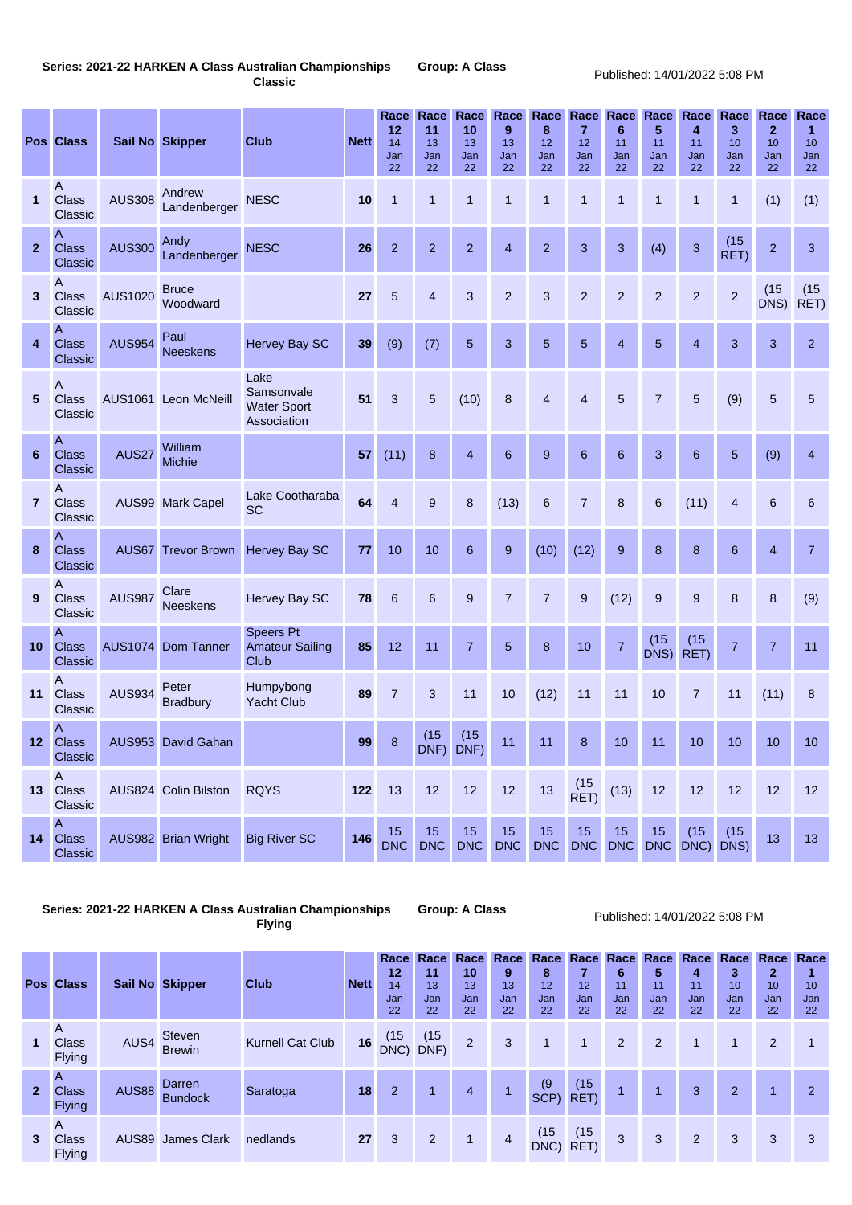**Series: 2021-22 HARKEN A Class Australian Championships Classic** **Group: A Class** Published: 14/01/2022 5:08 PM

| Pos | Class | Sail No | Skipper | Club | Nett | Race 12 14 Jan 22 | Race 11 13 Jan 22 | Race 10 13 Jan 22 | Race 9 13 Jan 22 | Race 8 12 Jan 22 | Race 7 12 Jan 22 | Race 6 11 Jan 22 | Race 5 11 Jan 22 | Race 4 11 Jan 22 | Race 3 10 Jan 22 | Race 2 10 Jan 22 | Race 1 10 Jan 22 |
|---|---|---|---|---|---|---|---|---|---|---|---|---|---|---|---|---|---|
| 1 | A Class Classic | AUS308 | Andrew Landenberger | NESC | 10 | 1 | 1 | 1 | 1 | 1 | 1 | 1 | 1 | 1 | 1 | (1) | (1) |
| 2 | A Class Classic | AUS300 | Andy Landenberger | NESC | 26 | 2 | 2 | 2 | 4 | 2 | 3 | 3 | (4) | 3 | (15 RET) | 2 | 3 |
| 3 | A Class Classic | AUS1020 | Bruce Woodward | | 27 | 5 | 4 | 3 | 2 | 3 | 2 | 2 | 2 | 2 | 2 | (15 DNS) | (15 RET) |
| 4 | A Class Classic | AUS954 | Paul Neeskens | Hervey Bay SC | 39 | (9) | (7) | 5 | 3 | 5 | 5 | 4 | 5 | 4 | 3 | 3 | 2 |
| 5 | A Class Classic | AUS1061 | Leon McNeill | Lake Samsonvale Water Sport Association | 51 | 3 | 5 | (10) | 8 | 4 | 4 | 5 | 7 | 5 | (9) | 5 | 5 |
| 6 | A Class Classic | AUS27 | William Michie | | 57 | (11) | 8 | 4 | 6 | 9 | 6 | 6 | 3 | 6 | 5 | (9) | 4 |
| 7 | A Class Classic | AUS99 | Mark Capel | Lake Cootharaba SC | 64 | 4 | 9 | 8 | (13) | 6 | 7 | 8 | 6 | (11) | 4 | 6 | 6 |
| 8 | A Class Classic | AUS67 | Trevor Brown | Hervey Bay SC | 77 | 10 | 10 | 6 | 9 | (10) | (12) | 9 | 8 | 8 | 6 | 4 | 7 |
| 9 | A Class Classic | AUS987 | Clare Neeskens | Hervey Bay SC | 78 | 6 | 6 | 9 | 7 | 7 | 9 | (12) | 9 | 9 | 8 | 8 | (9) |
| 10 | A Class Classic | AUS1074 | Dom Tanner | Speers Pt Amateur Sailing Club | 85 | 12 | 11 | 7 | 5 | 8 | 10 | 7 | (15 DNS) | (15 RET) | 7 | 7 | 11 |
| 11 | A Class Classic | AUS934 | Peter Bradbury | Humpybong Yacht Club | 89 | 7 | 3 | 11 | 10 | (12) | 11 | 11 | 10 | 7 | 11 | (11) | 8 |
| 12 | A Class Classic | AUS953 | David Gahan | | 99 | 8 | (15 DNF) | (15 DNF) | 11 | 11 | 8 | 10 | 11 | 10 | 10 | 10 | 10 |
| 13 | A Class Classic | AUS824 | Colin Bilston | RQYS | 122 | 13 | 12 | 12 | 12 | 13 | (15 RET) | (13) | 12 | 12 | 12 | 12 | 12 |
| 14 | A Class Classic | AUS982 | Brian Wright | Big River SC | 146 | 15 DNC | 15 DNC | 15 DNC | 15 DNC | 15 DNC | 15 DNC | 15 DNC | 15 DNC | (15 DNC) | (15 DNS) | 13 | 13 |

**Series: 2021-22 HARKEN A Class Australian Championships Flying** **Group: A Class** Published: 14/01/2022 5:08 PM

| Pos | Class | Sail No | Skipper | Club | Nett | Race 12 14 Jan 22 | Race 11 13 Jan 22 | Race 10 13 Jan 22 | Race 9 13 Jan 22 | Race 8 12 Jan 22 | Race 7 12 Jan 22 | Race 6 11 Jan 22 | Race 5 11 Jan 22 | Race 4 11 Jan 22 | Race 3 10 Jan 22 | Race 2 10 Jan 22 | Race 1 10 Jan 22 |
|---|---|---|---|---|---|---|---|---|---|---|---|---|---|---|---|---|---|
| 1 | A Class Flying | AUS4 | Steven Brewin | Kurnell Cat Club | 16 | (15 DNC) | (15 DNF) | 2 | 3 | 1 | 1 | 2 | 2 | 1 | 1 | 2 | 1 |
| 2 | A Class Flying | AUS88 | Darren Bundock | Saratoga | 18 | 2 | 1 | 4 | 1 | (9 SCP) | (15 RET) | 1 | 1 | 3 | 2 | 1 | 2 |
| 3 | A Class Flying | AUS89 | James Clark | nedlands | 27 | 3 | 2 | 1 | 4 | (15 DNC) | (15 RET) | 3 | 3 | 2 | 3 | 3 | 3 |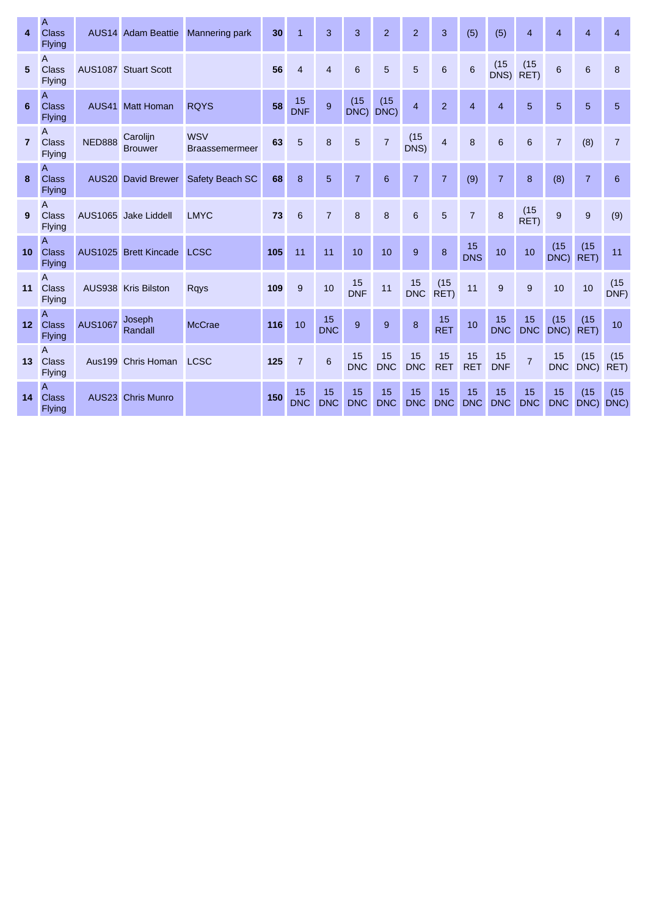| | | | | | | | | | | | | | | | | | | |
|---|---|---|---|---|---|---|---|---|---|---|---|---|---|---|---|---|---|---|
| 4 | A Class Flying | AUS14 | Adam Beattie | Mannering park | 30 | 1 | 3 | 3 | 2 | 2 | 3 | (5) | (5) | 4 | 4 | 4 | 4 |
| 5 | A Class Flying | AUS1087 | Stuart Scott | | 56 | 4 | 4 | 6 | 5 | 5 | 6 | 6 | (15 DNS) | (15 RET) | 6 | 6 | 8 |
| 6 | A Class Flying | AUS41 | Matt Homan | RQYS | 58 | 15 DNF | 9 | (15 DNC) | (15 DNC) | 4 | 2 | 4 | 4 | 5 | 5 | 5 | 5 |
| 7 | A Class Flying | NED888 | Carolijn Brouwer | WSV Braassemermeer | 63 | 5 | 8 | 5 | 7 | (15 DNS) | 4 | 8 | 6 | 6 | 7 | (8) | 7 |
| 8 | A Class Flying | AUS20 | David Brewer | Safety Beach SC | 68 | 8 | 5 | 7 | 6 | 7 | 7 | (9) | 7 | 8 | (8) | 7 | 6 |
| 9 | A Class Flying | AUS1065 | Jake Liddell | LMYC | 73 | 6 | 7 | 8 | 8 | 6 | 5 | 7 | 8 | (15 RET) | 9 | 9 | (9) |
| 10 | A Class Flying | AUS1025 | Brett Kincade | LCSC | 105 | 11 | 11 | 10 | 10 | 9 | 8 | 15 DNS | 10 | 10 | (15 DNC) | (15 RET) | 11 |
| 11 | A Class Flying | AUS938 | Kris Bilston | Rqys | 109 | 9 | 10 | 15 DNF | 11 | 15 DNC | (15 RET) | 11 | 9 | 9 | 10 | 10 | (15 DNF) |
| 12 | A Class Flying | AUS1067 | Joseph Randall | McCrae | 116 | 10 | 15 DNC | 9 | 9 | 8 | 15 RET | 10 | 15 DNC | 15 DNC | (15 DNC) | (15 RET) | 10 |
| 13 | A Class Flying | Aus199 | Chris Homan | LCSC | 125 | 7 | 6 | 15 DNC | 15 DNC | 15 DNC | 15 RET | 15 RET | 15 DNF | 7 | 15 DNC | (15 DNC) | (15 RET) |
| 14 | A Class Flying | AUS23 | Chris Munro | | 150 | 15 DNC | 15 DNC | 15 DNC | 15 DNC | 15 DNC | 15 DNC | 15 DNC | 15 DNC | 15 DNC | 15 DNC | (15 DNC) | (15 DNC) |